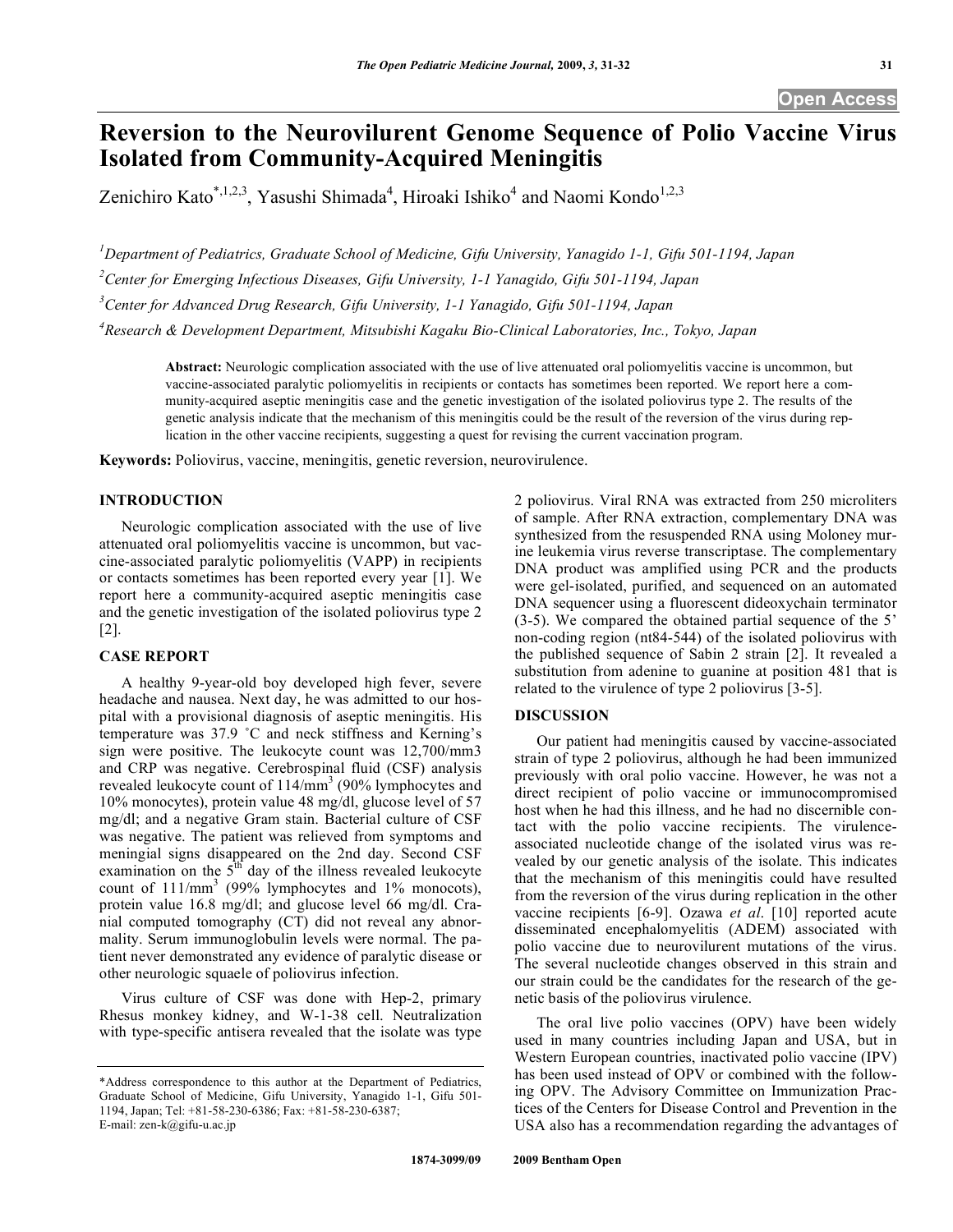**Open Access**

# Reversion to the Neurovilurent Genome Sequence of Polio Vaccine Virus Isolated from Community-Acquired Meningitis

Zenichiro Kato[*,1,2,3], Yasushi Shimada[4], Hiroaki Ishiko[4] and Naomi Kondo[1,2,3]

[1]Department of Pediatrics, Graduate School of Medicine, Gifu University, Yanagido 1-1, Gifu 501-1194, Japan

[2]Center for Emerging Infectious Diseases, Gifu University, 1-1 Yanagido, Gifu 501-1194, Japan

[3]Center for Advanced Drug Research, Gifu University, 1-1 Yanagido, Gifu 501-1194, Japan

[4]Research & Development Department, Mitsubishi Kagaku Bio-Clinical Laboratories, Inc., Tokyo, Japan

**Abstract:** Neurologic complication associated with the use of live attenuated oral poliomyelitis vaccine is uncommon, but vaccine-associated paralytic poliomyelitis in recipients or contacts has sometimes been reported. We report here a community-acquired aseptic meningitis case and the genetic investigation of the isolated poliovirus type 2. The results of the genetic analysis indicate that the mechanism of this meningitis could be the result of the reversion of the virus during replication in the other vaccine recipients, suggesting a quest for revising the current vaccination program.

**Keywords:** Poliovirus, vaccine, meningitis, genetic reversion, neurovirulence.

## INTRODUCTION

Neurologic complication associated with the use of live attenuated oral poliomyelitis vaccine is uncommon, but vaccine-associated paralytic poliomyelitis (VAPP) in recipients or contacts sometimes has been reported every year [1]. We report here a community-acquired aseptic meningitis case and the genetic investigation of the isolated poliovirus type 2 [2].

## CASE REPORT

A healthy 9-year-old boy developed high fever, severe headache and nausea. Next day, he was admitted to our hospital with a provisional diagnosis of aseptic meningitis. His temperature was 37.9 ˚C and neck stiffness and Kerning's sign were positive. The leukocyte count was 12,700/mm3 and CRP was negative. Cerebrospinal fluid (CSF) analysis revealed leukocyte count of 114/mm$^3$ (90% lymphocytes and 10% monocytes), protein value 48 mg/dl, glucose level of 57 mg/dl; and a negative Gram stain. Bacterial culture of CSF was negative. The patient was relieved from symptoms and meningial signs disappeared on the 2nd day. Second CSF examination on the 5$^{th}$ day of the illness revealed leukocyte count of 111/mm$^3$ (99% lymphocytes and 1% monocots), protein value 16.8 mg/dl; and glucose level 66 mg/dl. Cranial computed tomography (CT) did not reveal any abnormality. Serum immunoglobulin levels were normal. The patient never demonstrated any evidence of paralytic disease or other neurologic squaele of poliovirus infection.

Virus culture of CSF was done with Hep-2, primary Rhesus monkey kidney, and W-1-38 cell. Neutralization with type-specific antisera revealed that the isolate was type 2 poliovirus. Viral RNA was extracted from 250 microliters of sample. After RNA extraction, complementary DNA was synthesized from the resuspended RNA using Moloney murine leukemia virus reverse transcriptase. The complementary DNA product was amplified using PCR and the products were gel-isolated, purified, and sequenced on an automated DNA sequencer using a fluorescent dideoxychain terminator (3-5). We compared the obtained partial sequence of the 5' non-coding region (nt84-544) of the isolated poliovirus with the published sequence of Sabin 2 strain [2]. It revealed a substitution from adenine to guanine at position 481 that is related to the virulence of type 2 poliovirus [3-5].

## DISCUSSION

Our patient had meningitis caused by vaccine-associated strain of type 2 poliovirus, although he had been immunized previously with oral polio vaccine. However, he was not a direct recipient of polio vaccine or immunocompromised host when he had this illness, and he had no discernible contact with the polio vaccine recipients. The virulence-associated nucleotide change of the isolated virus was revealed by our genetic analysis of the isolate. This indicates that the mechanism of this meningitis could have resulted from the reversion of the virus during replication in the other vaccine recipients [6-9]. Ozawa *et al*. [10] reported acute disseminated encephalomyelitis (ADEM) associated with polio vaccine due to neurovilurent mutations of the virus. The several nucleotide changes observed in this strain and our strain could be the candidates for the research of the genetic basis of the poliovirus virulence.

The oral live polio vaccines (OPV) have been widely used in many countries including Japan and USA, but in Western European countries, inactivated polio vaccine (IPV) has been used instead of OPV or combined with the following OPV. The Advisory Committee on Immunization Practices of the Centers for Disease Control and Prevention in the USA also has a recommendation regarding the advantages of

*Address correspondence to this author at the Department of Pediatrics, Graduate School of Medicine, Gifu University, Yanagido 1-1, Gifu 501-1194, Japan; Tel: +81-58-230-6386; Fax: +81-58-230-6387; E-mail: zen-k@gifu-u.ac.jp

1874-3099/09 2009 Bentham Open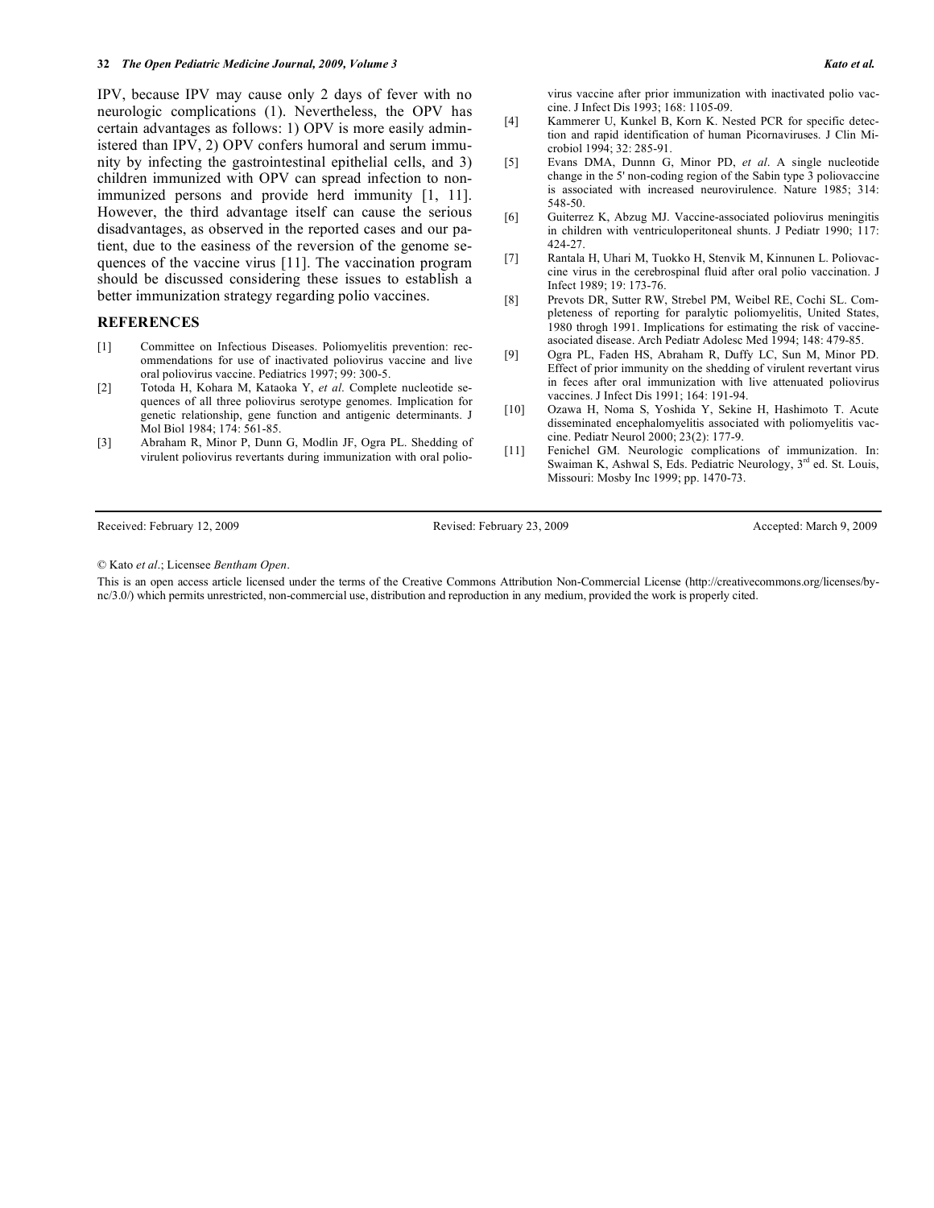IPV, because IPV may cause only 2 days of fever with no neurologic complications (1). Nevertheless, the OPV has certain advantages as follows: 1) OPV is more easily administered than IPV, 2) OPV confers humoral and serum immunity by infecting the gastrointestinal epithelial cells, and 3) children immunized with OPV can spread infection to non-immunized persons and provide herd immunity [1, 11]. However, the third advantage itself can cause the serious disadvantages, as observed in the reported cases and our patient, due to the easiness of the reversion of the genome sequences of the vaccine virus [11]. The vaccination program should be discussed considering these issues to establish a better immunization strategy regarding polio vaccines.

## REFERENCES

[1] Committee on Infectious Diseases. Poliomyelitis prevention: recommendations for use of inactivated poliovirus vaccine and live oral poliovirus vaccine. Pediatrics 1997; 99: 300-5.

[2] Totoda H, Kohara M, Kataoka Y, *et al*. Complete nucleotide sequences of all three poliovirus serotype genomes. Implication for genetic relationship, gene function and antigenic determinants. J Mol Biol 1984; 174: 561-85.

[3] Abraham R, Minor P, Dunn G, Modlin JF, Ogra PL. Shedding of virulent poliovirus revertants during immunization with oral poliovirus vaccine after prior immunization with inactivated polio vaccine. J Infect Dis 1993; 168: 1105-09.

[4] Kammerer U, Kunkel B, Korn K. Nested PCR for specific detection and rapid identification of human Picornaviruses. J Clin Microbiol 1994; 32: 285-91.

[5] Evans DMA, Dunnn G, Minor PD, *et al*. A single nucleotide change in the 5' non-coding region of the Sabin type 3 poliovaccine is associated with increased neurovirulence. Nature 1985; 314: 548-50.

[6] Guiterrez K, Abzug MJ. Vaccine-associated poliovirus meningitis in children with ventriculoperitoneal shunts. J Pediatr 1990; 117: 424-27.

[7] Rantala H, Uhari M, Tuokko H, Stenvik M, Kinnunen L. Poliovaccine virus in the cerebrospinal fluid after oral polio vaccination. J Infect 1989; 19: 173-76.

[8] Prevots DR, Sutter RW, Strebel PM, Weibel RE, Cochi SL. Completeness of reporting for paralytic poliomyelitis, United States, 1980 throgh 1991. Implications for estimating the risk of vaccine-asociated disease. Arch Pediatr Adolesc Med 1994; 148: 479-85.

[9] Ogra PL, Faden HS, Abraham R, Duffy LC, Sun M, Minor PD. Effect of prior immunity on the shedding of virulent revertant virus in feces after oral immunization with live attenuated poliovirus vaccines. J Infect Dis 1991; 164: 191-94.

[10] Ozawa H, Noma S, Yoshida Y, Sekine H, Hashimoto T. Acute disseminated encephalomyelitis associated with poliomyelitis vaccine. Pediatr Neurol 2000; 23(2): 177-9.

[11] Fenichel GM. Neurologic complications of immunization. In: Swaiman K, Ashwal S, Eds. Pediatric Neurology, 3rd ed. St. Louis, Missouri: Mosby Inc 1999; pp. 1470-73.

Received: February 12, 2009 Revised: February 23, 2009 Accepted: March 9, 2009

© Kato *et al*.; Licensee *Bentham Open*.

This is an open access article licensed under the terms of the Creative Commons Attribution Non-Commercial License (http://creativecommons.org/licenses/by-nc/3.0/) which permits unrestricted, non-commercial use, distribution and reproduction in any medium, provided the work is properly cited.